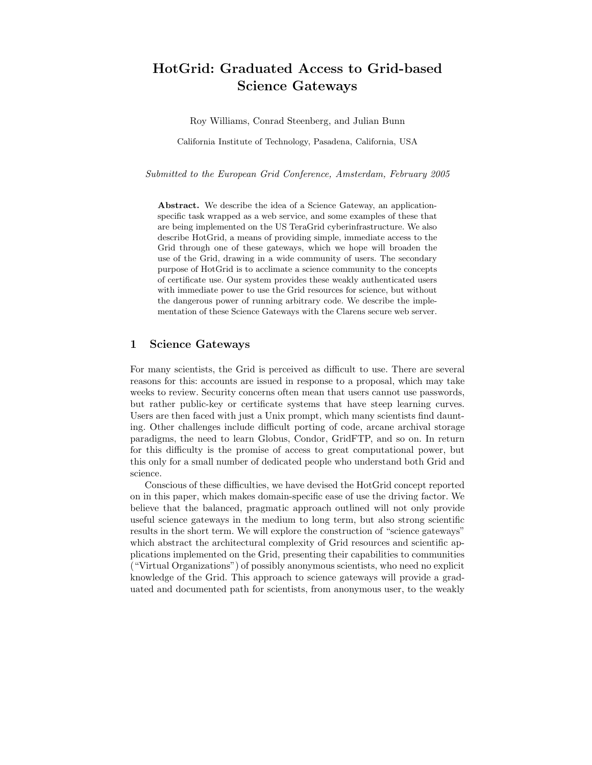# HotGrid: Graduated Access to Grid-based Science Gateways

Roy Williams, Conrad Steenberg, and Julian Bunn

California Institute of Technology, Pasadena, California, USA

*Submitted to the European Grid Conference, Amsterdam, February 2005*

**Abstract.** We describe the idea of a Science Gateway, an application-specific task wrapped as a web service, and some examples of these that are being implemented on the US TeraGrid cyberinfrastructure. We also describe HotGrid, a means of providing simple, immediate access to the Grid through one of these gateways, which we hope will broaden the use of the Grid, drawing in a wide community of users. The secondary purpose of HotGrid is to acclimate a science community to the concepts of certificate use. Our system provides these weakly authenticated users with immediate power to use the Grid resources for science, but without the dangerous power of running arbitrary code. We describe the implementation of these Science Gateways with the Clarens secure web server.

## 1 Science Gateways

For many scientists, the Grid is perceived as difficult to use. There are several reasons for this: accounts are issued in response to a proposal, which may take weeks to review. Security concerns often mean that users cannot use passwords, but rather public-key or certificate systems that have steep learning curves. Users are then faced with just a Unix prompt, which many scientists find daunting. Other challenges include difficult porting of code, arcane archival storage paradigms, the need to learn Globus, Condor, GridFTP, and so on. In return for this difficulty is the promise of access to great computational power, but this only for a small number of dedicated people who understand both Grid and science.

Conscious of these difficulties, we have devised the HotGrid concept reported on in this paper, which makes domain-specific ease of use the driving factor. We believe that the balanced, pragmatic approach outlined will not only provide useful science gateways in the medium to long term, but also strong scientific results in the short term. We will explore the construction of "science gateways" which abstract the architectural complexity of Grid resources and scientific applications implemented on the Grid, presenting their capabilities to communities ("Virtual Organizations") of possibly anonymous scientists, who need no explicit knowledge of the Grid. This approach to science gateways will provide a graduated and documented path for scientists, from anonymous user, to the weakly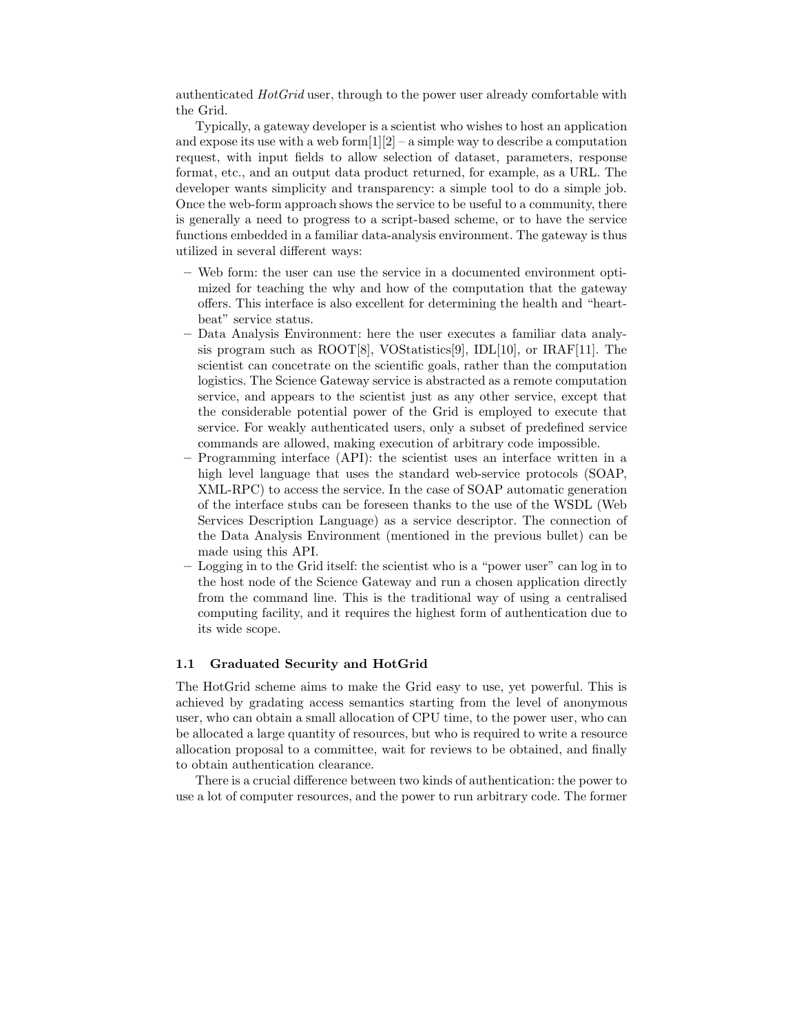authenticated *HotGrid* user, through to the power user already comfortable with the Grid.

Typically, a gateway developer is a scientist who wishes to host an application and expose its use with a web form[1][2] – a simple way to describe a computation request, with input fields to allow selection of dataset, parameters, response format, etc., and an output data product returned, for example, as a URL. The developer wants simplicity and transparency: a simple tool to do a simple job. Once the web-form approach shows the service to be useful to a community, there is generally a need to progress to a script-based scheme, or to have the service functions embedded in a familiar data-analysis environment. The gateway is thus utilized in several different ways:

- Web form: the user can use the service in a documented environment optimized for teaching the why and how of the computation that the gateway offers. This interface is also excellent for determining the health and "heartbeat" service status.
- Data Analysis Environment: here the user executes a familiar data analysis program such as ROOT[8], VOStatistics[9], IDL[10], or IRAF[11]. The scientist can concetrate on the scientific goals, rather than the computation logistics. The Science Gateway service is abstracted as a remote computation service, and appears to the scientist just as any other service, except that the considerable potential power of the Grid is employed to execute that service. For weakly authenticated users, only a subset of predefined service commands are allowed, making execution of arbitrary code impossible.
- Programming interface (API): the scientist uses an interface written in a high level language that uses the standard web-service protocols (SOAP, XML-RPC) to access the service. In the case of SOAP automatic generation of the interface stubs can be foreseen thanks to the use of the WSDL (Web Services Description Language) as a service descriptor. The connection of the Data Analysis Environment (mentioned in the previous bullet) can be made using this API.
- Logging in to the Grid itself: the scientist who is a "power user" can log in to the host node of the Science Gateway and run a chosen application directly from the command line. This is the traditional way of using a centralised computing facility, and it requires the highest form of authentication due to its wide scope.

### 1.1 Graduated Security and HotGrid

The HotGrid scheme aims to make the Grid easy to use, yet powerful. This is achieved by gradating access semantics starting from the level of anonymous user, who can obtain a small allocation of CPU time, to the power user, who can be allocated a large quantity of resources, but who is required to write a resource allocation proposal to a committee, wait for reviews to be obtained, and finally to obtain authentication clearance.

There is a crucial difference between two kinds of authentication: the power to use a lot of computer resources, and the power to run arbitrary code. The former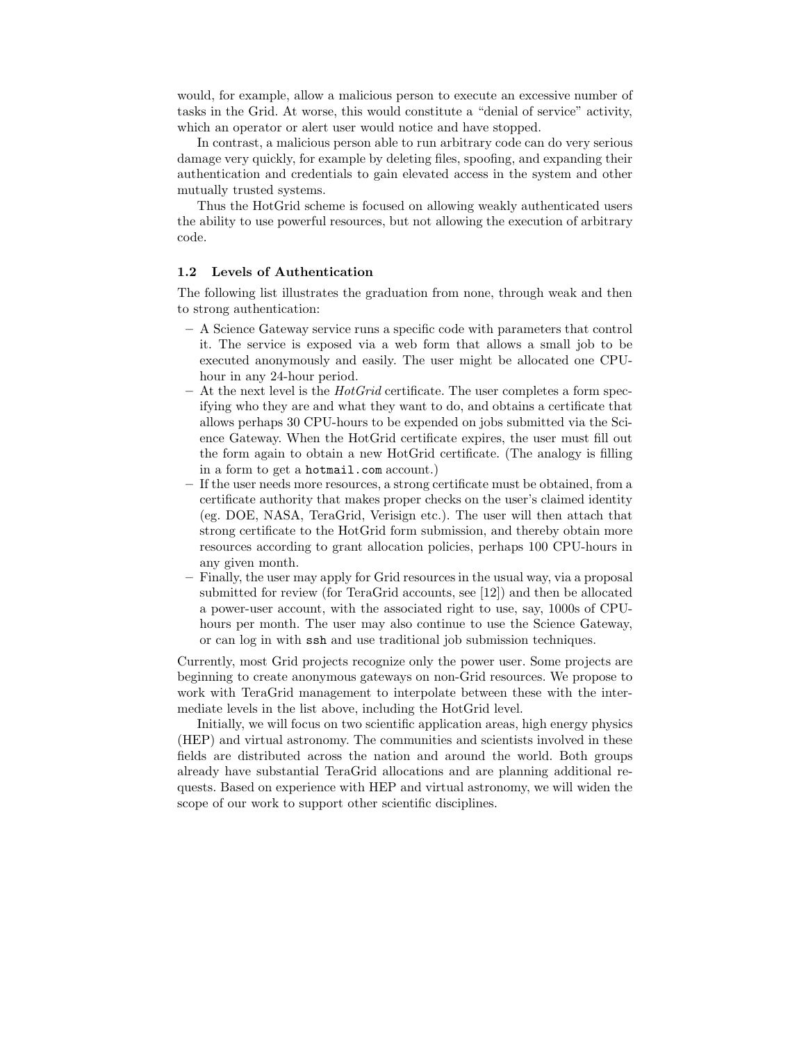would, for example, allow a malicious person to execute an excessive number of tasks in the Grid. At worse, this would constitute a "denial of service" activity, which an operator or alert user would notice and have stopped.

In contrast, a malicious person able to run arbitrary code can do very serious damage very quickly, for example by deleting files, spoofing, and expanding their authentication and credentials to gain elevated access in the system and other mutually trusted systems.

Thus the HotGrid scheme is focused on allowing weakly authenticated users the ability to use powerful resources, but not allowing the execution of arbitrary code.

### 1.2 Levels of Authentication

The following list illustrates the graduation from none, through weak and then to strong authentication:

- A Science Gateway service runs a specific code with parameters that control it. The service is exposed via a web form that allows a small job to be executed anonymously and easily. The user might be allocated one CPU-hour in any 24-hour period.
- At the next level is the *HotGrid* certificate. The user completes a form specifying who they are and what they want to do, and obtains a certificate that allows perhaps 30 CPU-hours to be expended on jobs submitted via the Science Gateway. When the HotGrid certificate expires, the user must fill out the form again to obtain a new HotGrid certificate. (The analogy is filling in a form to get a `hotmail.com` account.)
- If the user needs more resources, a strong certificate must be obtained, from a certificate authority that makes proper checks on the user's claimed identity (eg. DOE, NASA, TeraGrid, Verisign etc.). The user will then attach that strong certificate to the HotGrid form submission, and thereby obtain more resources according to grant allocation policies, perhaps 100 CPU-hours in any given month.
- Finally, the user may apply for Grid resources in the usual way, via a proposal submitted for review (for TeraGrid accounts, see [12]) and then be allocated a power-user account, with the associated right to use, say, 1000s of CPU-hours per month. The user may also continue to use the Science Gateway, or can log in with `ssh` and use traditional job submission techniques.

Currently, most Grid projects recognize only the power user. Some projects are beginning to create anonymous gateways on non-Grid resources. We propose to work with TeraGrid management to interpolate between these with the intermediate levels in the list above, including the HotGrid level.

Initially, we will focus on two scientific application areas, high energy physics (HEP) and virtual astronomy. The communities and scientists involved in these fields are distributed across the nation and around the world. Both groups already have substantial TeraGrid allocations and are planning additional requests. Based on experience with HEP and virtual astronomy, we will widen the scope of our work to support other scientific disciplines.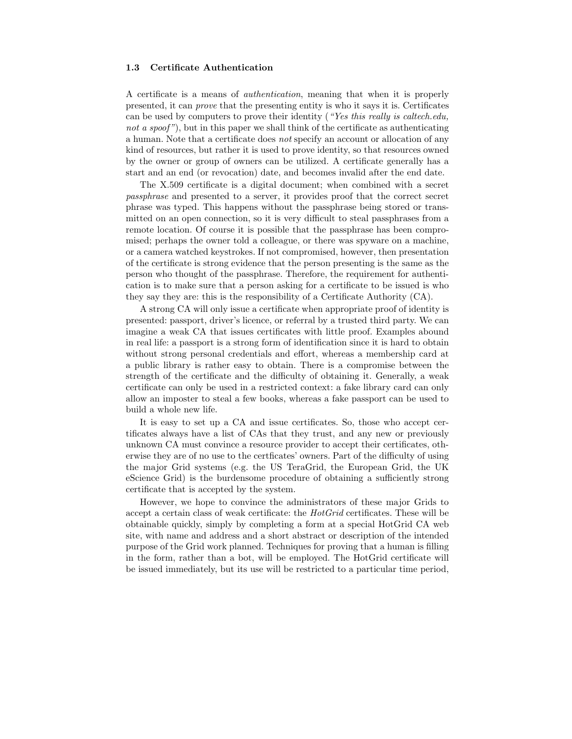### 1.3 Certificate Authentication

A certificate is a means of *authentication*, meaning that when it is properly presented, it can *prove* that the presenting entity is who it says it is. Certificates can be used by computers to prove their identity ( *"Yes this really is caltech.edu, not a spoof"*), but in this paper we shall think of the certificate as authenticating a human. Note that a certificate does *not* specify an account or allocation of any kind of resources, but rather it is used to prove identity, so that resources owned by the owner or group of owners can be utilized. A certificate generally has a start and an end (or revocation) date, and becomes invalid after the end date.

The X.509 certificate is a digital document; when combined with a secret *passphrase* and presented to a server, it provides proof that the correct secret phrase was typed. This happens without the passphrase being stored or transmitted on an open connection, so it is very difficult to steal passphrases from a remote location. Of course it is possible that the passphrase has been compromised; perhaps the owner told a colleague, or there was spyware on a machine, or a camera watched keystrokes. If not compromised, however, then presentation of the certificate is strong evidence that the person presenting is the same as the person who thought of the passphrase. Therefore, the requirement for authentication is to make sure that a person asking for a certificate to be issued is who they say they are: this is the responsibility of a Certificate Authority (CA).

A strong CA will only issue a certificate when appropriate proof of identity is presented: passport, driver's licence, or referral by a trusted third party. We can imagine a weak CA that issues certificates with little proof. Examples abound in real life: a passport is a strong form of identification since it is hard to obtain without strong personal credentials and effort, whereas a membership card at a public library is rather easy to obtain. There is a compromise between the strength of the certificate and the difficulty of obtaining it. Generally, a weak certificate can only be used in a restricted context: a fake library card can only allow an imposter to steal a few books, whereas a fake passport can be used to build a whole new life.

It is easy to set up a CA and issue certificates. So, those who accept certificates always have a list of CAs that they trust, and any new or previously unknown CA must convince a resource provider to accept their certificates, otherwise they are of no use to the certficates' owners. Part of the difficulty of using the major Grid systems (e.g. the US TeraGrid, the European Grid, the UK eScience Grid) is the burdensome procedure of obtaining a sufficiently strong certificate that is accepted by the system.

However, we hope to convince the administrators of these major Grids to accept a certain class of weak certificate: the *HotGrid* certificates. These will be obtainable quickly, simply by completing a form at a special HotGrid CA web site, with name and address and a short abstract or description of the intended purpose of the Grid work planned. Techniques for proving that a human is filling in the form, rather than a bot, will be employed. The HotGrid certificate will be issued immediately, but its use will be restricted to a particular time period,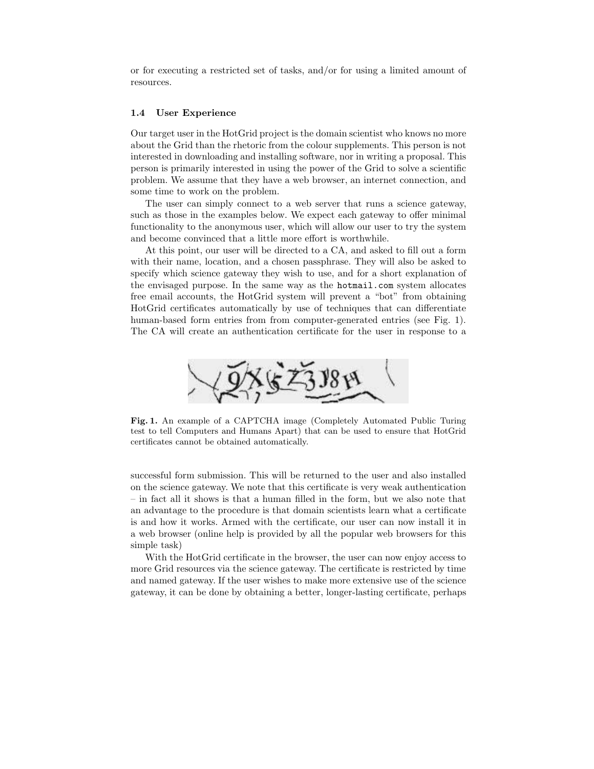or for executing a restricted set of tasks, and/or for using a limited amount of resources.

### 1.4 User Experience

Our target user in the HotGrid project is the domain scientist who knows no more about the Grid than the rhetoric from the colour supplements. This person is not interested in downloading and installing software, nor in writing a proposal. This person is primarily interested in using the power of the Grid to solve a scientific problem. We assume that they have a web browser, an internet connection, and some time to work on the problem.

The user can simply connect to a web server that runs a science gateway, such as those in the examples below. We expect each gateway to offer minimal functionality to the anonymous user, which will allow our user to try the system and become convinced that a little more effort is worthwhile.

At this point, our user will be directed to a CA, and asked to fill out a form with their name, location, and a chosen passphrase. They will also be asked to specify which science gateway they wish to use, and for a short explanation of the envisaged purpose. In the same way as the `hotmail.com` system allocates free email accounts, the HotGrid system will prevent a "bot" from obtaining HotGrid certificates automatically by use of techniques that can differentiate human-based form entries from from computer-generated entries (see Fig. 1). The CA will create an authentication certificate for the user in response to a successful form submission. This will be returned to the user and also installed on the science gateway. We note that this certificate is very weak authentication – in fact all it shows is that a human filled in the form, but we also note that an advantage to the procedure is that domain scientists learn what a certificate is and how it works. Armed with the certificate, our user can now install it in a web browser (online help is provided by all the popular web browsers for this simple task)

**Fig. 1.** An example of a CAPTCHA image (Completely Automated Public Turing test to tell Computers and Humans Apart) that can be used to ensure that HotGrid certificates cannot be obtained automatically.

With the HotGrid certificate in the browser, the user can now enjoy access to more Grid resources via the science gateway. The certificate is restricted by time and named gateway. If the user wishes to make more extensive use of the science gateway, it can be done by obtaining a better, longer-lasting certificate, perhaps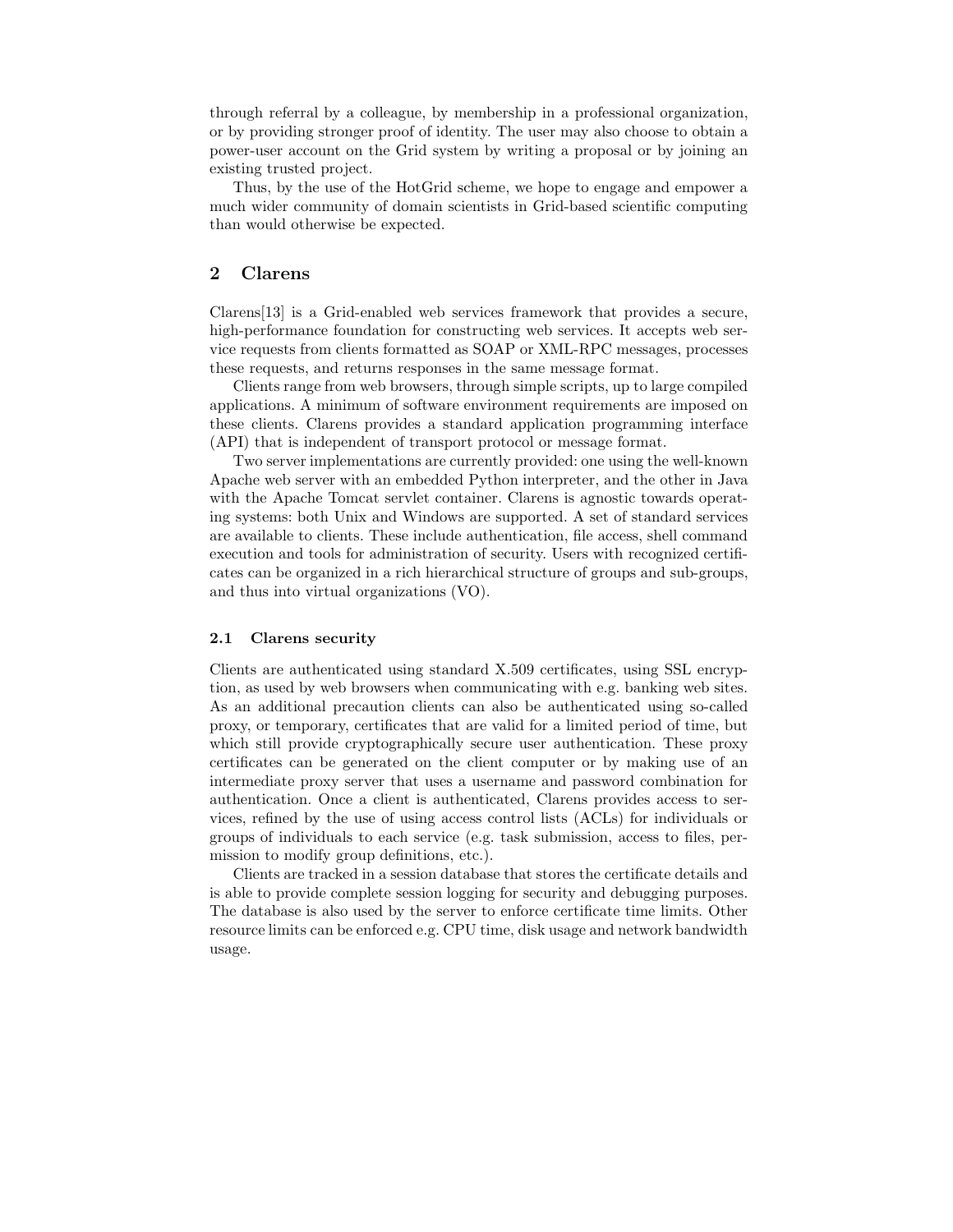through referral by a colleague, by membership in a professional organization, or by providing stronger proof of identity. The user may also choose to obtain a power-user account on the Grid system by writing a proposal or by joining an existing trusted project.

Thus, by the use of the HotGrid scheme, we hope to engage and empower a much wider community of domain scientists in Grid-based scientific computing than would otherwise be expected.

## 2 Clarens

Clarens[13] is a Grid-enabled web services framework that provides a secure, high-performance foundation for constructing web services. It accepts web service requests from clients formatted as SOAP or XML-RPC messages, processes these requests, and returns responses in the same message format.

Clients range from web browsers, through simple scripts, up to large compiled applications. A minimum of software environment requirements are imposed on these clients. Clarens provides a standard application programming interface (API) that is independent of transport protocol or message format.

Two server implementations are currently provided: one using the well-known Apache web server with an embedded Python interpreter, and the other in Java with the Apache Tomcat servlet container. Clarens is agnostic towards operating systems: both Unix and Windows are supported. A set of standard services are available to clients. These include authentication, file access, shell command execution and tools for administration of security. Users with recognized certificates can be organized in a rich hierarchical structure of groups and sub-groups, and thus into virtual organizations (VO).

### 2.1 Clarens security

Clients are authenticated using standard X.509 certificates, using SSL encryption, as used by web browsers when communicating with e.g. banking web sites. As an additional precaution clients can also be authenticated using so-called proxy, or temporary, certificates that are valid for a limited period of time, but which still provide cryptographically secure user authentication. These proxy certificates can be generated on the client computer or by making use of an intermediate proxy server that uses a username and password combination for authentication. Once a client is authenticated, Clarens provides access to services, refined by the use of using access control lists (ACLs) for individuals or groups of individuals to each service (e.g. task submission, access to files, permission to modify group definitions, etc.).

Clients are tracked in a session database that stores the certificate details and is able to provide complete session logging for security and debugging purposes. The database is also used by the server to enforce certificate time limits. Other resource limits can be enforced e.g. CPU time, disk usage and network bandwidth usage.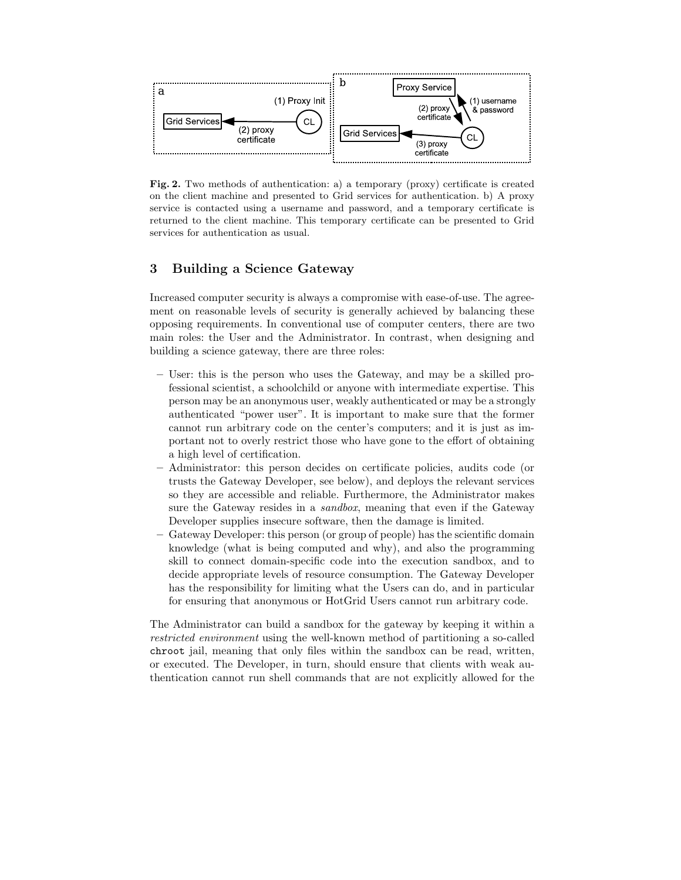Fig. 2. Two methods of authentication: a) a temporary (proxy) certificate is created on the client machine and presented to Grid services for authentication. b) A proxy service is contacted using a username and password, and a temporary certificate is returned to the client machine. This temporary certificate can be presented to Grid services for authentication as usual.

## 3 Building a Science Gateway

Increased computer security is always a compromise with ease-of-use. The agreement on reasonable levels of security is generally achieved by balancing these opposing requirements. In conventional use of computer centers, there are two main roles: the User and the Administrator. In contrast, when designing and building a science gateway, there are three roles:

- User: this is the person who uses the Gateway, and may be a skilled professional scientist, a schoolchild or anyone with intermediate expertise. This person may be an anonymous user, weakly authenticated or may be a strongly authenticated "power user". It is important to make sure that the former cannot run arbitrary code on the center's computers; and it is just as important not to overly restrict those who have gone to the effort of obtaining a high level of certification.
- Administrator: this person decides on certificate policies, audits code (or trusts the Gateway Developer, see below), and deploys the relevant services so they are accessible and reliable. Furthermore, the Administrator makes sure the Gateway resides in a *sandbox*, meaning that even if the Gateway Developer supplies insecure software, then the damage is limited.
- Gateway Developer: this person (or group of people) has the scientific domain knowledge (what is being computed and why), and also the programming skill to connect domain-specific code into the execution sandbox, and to decide appropriate levels of resource consumption. The Gateway Developer has the responsibility for limiting what the Users can do, and in particular for ensuring that anonymous or HotGrid Users cannot run arbitrary code.

The Administrator can build a sandbox for the gateway by keeping it within a *restricted environment* using the well-known method of partitioning a so-called `chroot` jail, meaning that only files within the sandbox can be read, written, or executed. The Developer, in turn, should ensure that clients with weak authentication cannot run shell commands that are not explicitly allowed for the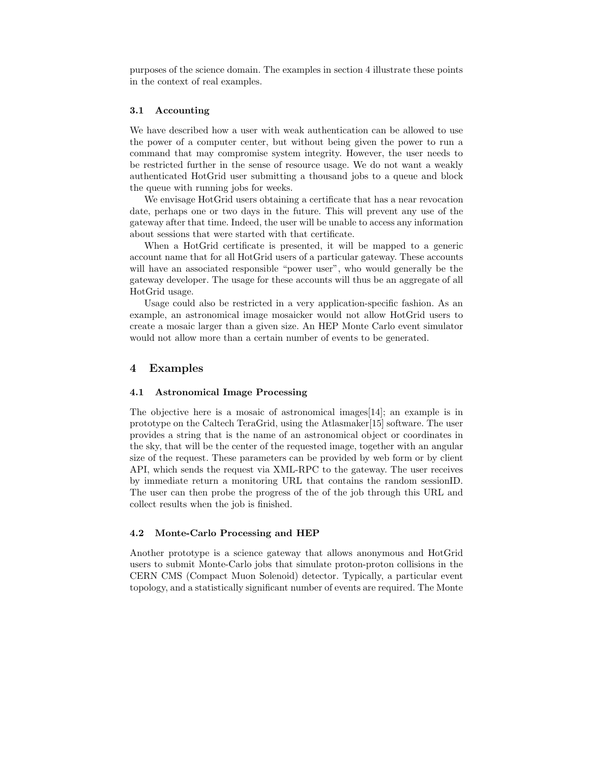purposes of the science domain. The examples in section 4 illustrate these points in the context of real examples.

### 3.1 Accounting

We have described how a user with weak authentication can be allowed to use the power of a computer center, but without being given the power to run a command that may compromise system integrity. However, the user needs to be restricted further in the sense of resource usage. We do not want a weakly authenticated HotGrid user submitting a thousand jobs to a queue and block the queue with running jobs for weeks.

We envisage HotGrid users obtaining a certificate that has a near revocation date, perhaps one or two days in the future. This will prevent any use of the gateway after that time. Indeed, the user will be unable to access any information about sessions that were started with that certificate.

When a HotGrid certificate is presented, it will be mapped to a generic account name that for all HotGrid users of a particular gateway. These accounts will have an associated responsible "power user", who would generally be the gateway developer. The usage for these accounts will thus be an aggregate of all HotGrid usage.

Usage could also be restricted in a very application-specific fashion. As an example, an astronomical image mosaicker would not allow HotGrid users to create a mosaic larger than a given size. An HEP Monte Carlo event simulator would not allow more than a certain number of events to be generated.

## 4 Examples

### 4.1 Astronomical Image Processing

The objective here is a mosaic of astronomical images[14]; an example is in prototype on the Caltech TeraGrid, using the Atlasmaker[15] software. The user provides a string that is the name of an astronomical object or coordinates in the sky, that will be the center of the requested image, together with an angular size of the request. These parameters can be provided by web form or by client API, which sends the request via XML-RPC to the gateway. The user receives by immediate return a monitoring URL that contains the random sessionID. The user can then probe the progress of the of the job through this URL and collect results when the job is finished.

### 4.2 Monte-Carlo Processing and HEP

Another prototype is a science gateway that allows anonymous and HotGrid users to submit Monte-Carlo jobs that simulate proton-proton collisions in the CERN CMS (Compact Muon Solenoid) detector. Typically, a particular event topology, and a statistically significant number of events are required. The Monte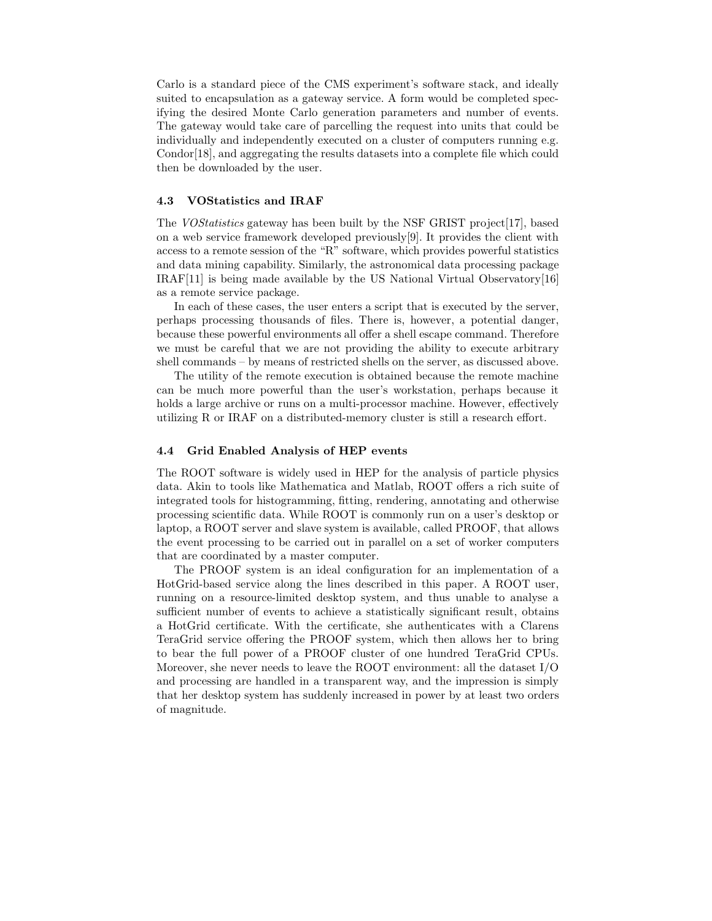Carlo is a standard piece of the CMS experiment's software stack, and ideally suited to encapsulation as a gateway service. A form would be completed specifying the desired Monte Carlo generation parameters and number of events. The gateway would take care of parcelling the request into units that could be individually and independently executed on a cluster of computers running e.g. Condor[18], and aggregating the results datasets into a complete file which could then be downloaded by the user.

### 4.3 VOStatistics and IRAF

The *VOStatistics* gateway has been built by the NSF GRIST project[17], based on a web service framework developed previously[9]. It provides the client with access to a remote session of the "R" software, which provides powerful statistics and data mining capability. Similarly, the astronomical data processing package IRAF[11] is being made available by the US National Virtual Observatory[16] as a remote service package.

In each of these cases, the user enters a script that is executed by the server, perhaps processing thousands of files. There is, however, a potential danger, because these powerful environments all offer a shell escape command. Therefore we must be careful that we are not providing the ability to execute arbitrary shell commands – by means of restricted shells on the server, as discussed above.

The utility of the remote execution is obtained because the remote machine can be much more powerful than the user's workstation, perhaps because it holds a large archive or runs on a multi-processor machine. However, effectively utilizing R or IRAF on a distributed-memory cluster is still a research effort.

### 4.4 Grid Enabled Analysis of HEP events

The ROOT software is widely used in HEP for the analysis of particle physics data. Akin to tools like Mathematica and Matlab, ROOT offers a rich suite of integrated tools for histogramming, fitting, rendering, annotating and otherwise processing scientific data. While ROOT is commonly run on a user's desktop or laptop, a ROOT server and slave system is available, called PROOF, that allows the event processing to be carried out in parallel on a set of worker computers that are coordinated by a master computer.

The PROOF system is an ideal configuration for an implementation of a HotGrid-based service along the lines described in this paper. A ROOT user, running on a resource-limited desktop system, and thus unable to analyse a sufficient number of events to achieve a statistically significant result, obtains a HotGrid certificate. With the certificate, she authenticates with a Clarens TeraGrid service offering the PROOF system, which then allows her to bring to bear the full power of a PROOF cluster of one hundred TeraGrid CPUs. Moreover, she never needs to leave the ROOT environment: all the dataset I/O and processing are handled in a transparent way, and the impression is simply that her desktop system has suddenly increased in power by at least two orders of magnitude.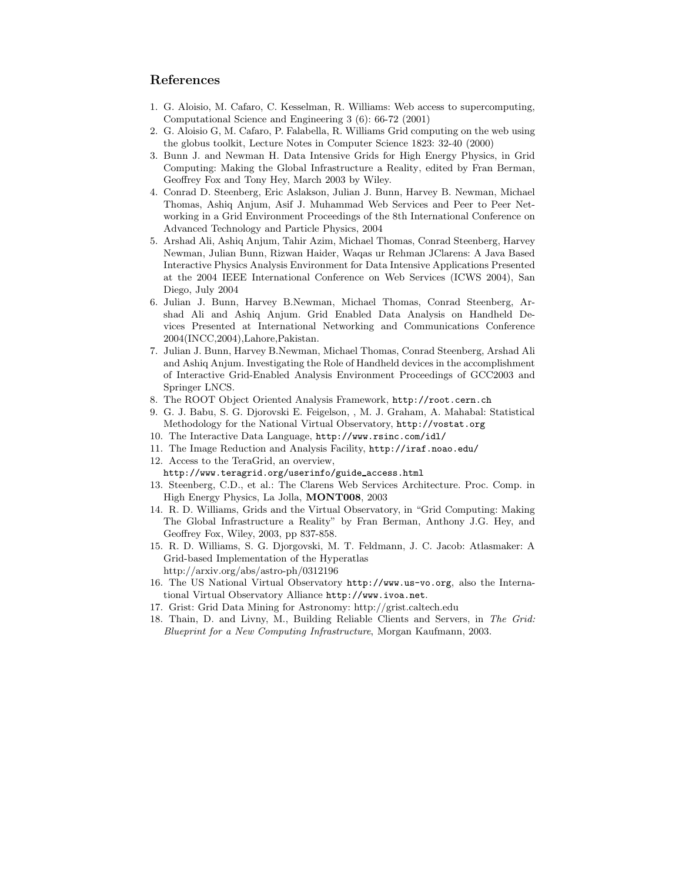## References

1. G. Aloisio, M. Cafaro, C. Kesselman, R. Williams: Web access to supercomputing, Computational Science and Engineering 3 (6): 66-72 (2001)
2. G. Aloisio G, M. Cafaro, P. Falabella, R. Williams Grid computing on the web using the globus toolkit, Lecture Notes in Computer Science 1823: 32-40 (2000)
3. Bunn J. and Newman H. Data Intensive Grids for High Energy Physics, in Grid Computing: Making the Global Infrastructure a Reality, edited by Fran Berman, Geoffrey Fox and Tony Hey, March 2003 by Wiley.
4. Conrad D. Steenberg, Eric Aslakson, Julian J. Bunn, Harvey B. Newman, Michael Thomas, Ashiq Anjum, Asif J. Muhammad Web Services and Peer to Peer Networking in a Grid Environment Proceedings of the 8th International Conference on Advanced Technology and Particle Physics, 2004
5. Arshad Ali, Ashiq Anjum, Tahir Azim, Michael Thomas, Conrad Steenberg, Harvey Newman, Julian Bunn, Rizwan Haider, Waqas ur Rehman JClarens: A Java Based Interactive Physics Analysis Environment for Data Intensive Applications Presented at the 2004 IEEE International Conference on Web Services (ICWS 2004), San Diego, July 2004
6. Julian J. Bunn, Harvey B.Newman, Michael Thomas, Conrad Steenberg, Arshad Ali and Ashiq Anjum. Grid Enabled Data Analysis on Handheld Devices Presented at International Networking and Communications Conference 2004(INCC,2004),Lahore,Pakistan.
7. Julian J. Bunn, Harvey B.Newman, Michael Thomas, Conrad Steenberg, Arshad Ali and Ashiq Anjum. Investigating the Role of Handheld devices in the accomplishment of Interactive Grid-Enabled Analysis Environment Proceedings of GCC2003 and Springer LNCS.
8. The ROOT Object Oriented Analysis Framework, `http://root.cern.ch`
9. G. J. Babu, S. G. Djorovski E. Feigelson, , M. J. Graham, A. Mahabal: Statistical Methodology for the National Virtual Observatory, `http://vostat.org`
10. The Interactive Data Language, `http://www.rsinc.com/idl/`
11. The Image Reduction and Analysis Facility, `http://iraf.noao.edu/`
12. Access to the TeraGrid, an overview, `http://www.teragrid.org/userinfo/guide_access.html`
13. Steenberg, C.D., et al.: The Clarens Web Services Architecture. Proc. Comp. in High Energy Physics, La Jolla, **MONT008**, 2003
14. R. D. Williams, Grids and the Virtual Observatory, in "Grid Computing: Making The Global Infrastructure a Reality" by Fran Berman, Anthony J.G. Hey, and Geoffrey Fox, Wiley, 2003, pp 837-858.
15. R. D. Williams, S. G. Djorgovski, M. T. Feldmann, J. C. Jacob: Atlasmaker: A Grid-based Implementation of the Hyperatlas http://arxiv.org/abs/astro-ph/0312196
16. The US National Virtual Observatory `http://www.us-vo.org`, also the International Virtual Observatory Alliance `http://www.ivoa.net`.
17. Grist: Grid Data Mining for Astronomy: http://grist.caltech.edu
18. Thain, D. and Livny, M., Building Reliable Clients and Servers, in *The Grid: Blueprint for a New Computing Infrastructure*, Morgan Kaufmann, 2003.